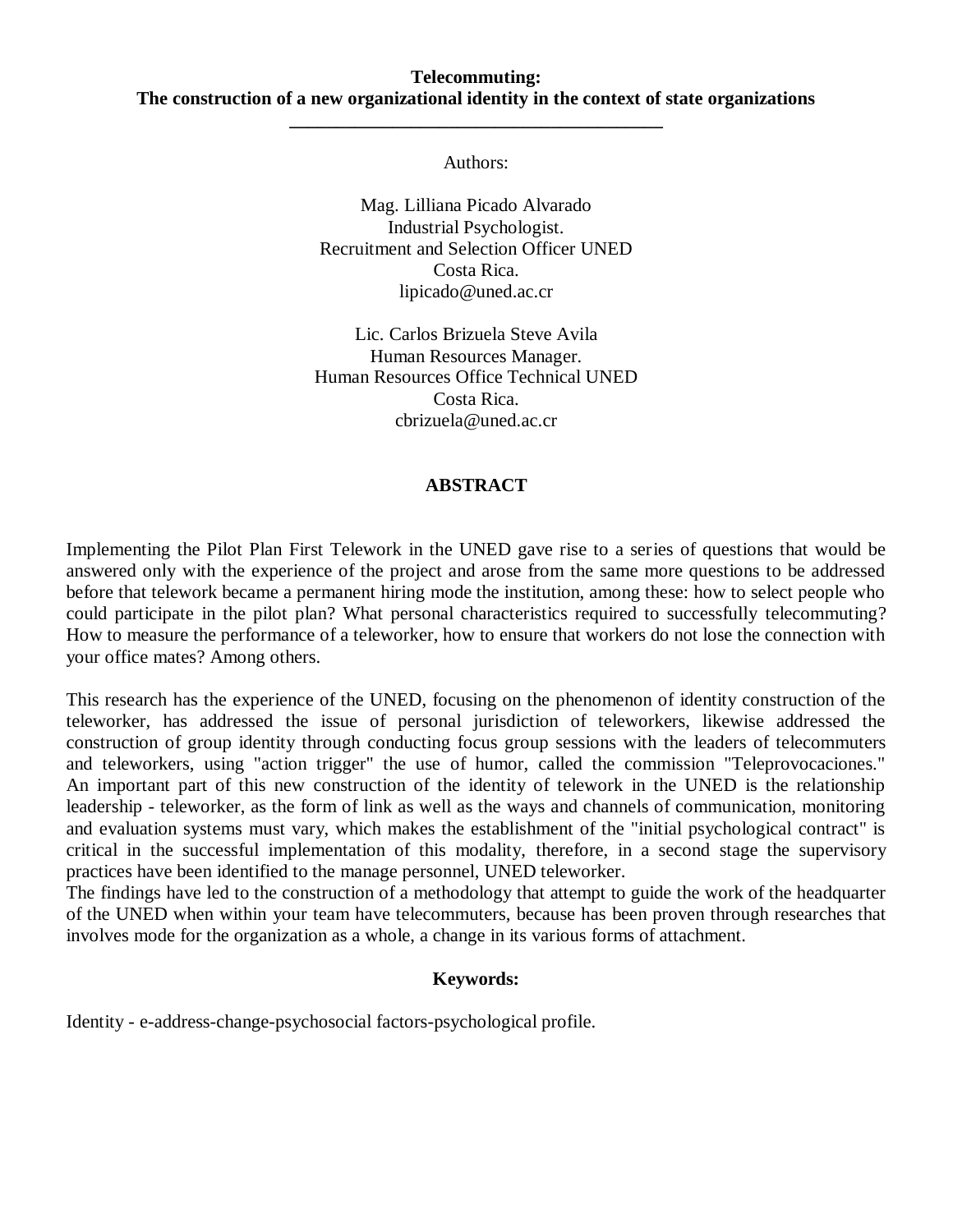**Telecommuting:**
**The construction of a new organizational identity in the context of state organizations**

---

Authors:

Mag. Lilliana Picado Alvarado
Industrial Psychologist.
Recruitment and Selection Officer UNED
Costa Rica.
lipicado@uned.ac.cr

Lic. Carlos Brizuela Steve Avila
Human Resources Manager.
Human Resources Office Technical UNED
Costa Rica.
cbrizuela@uned.ac.cr

## ABSTRACT

Implementing the Pilot Plan First Telework in the UNED gave rise to a series of questions that would be answered only with the experience of the project and arose from the same more questions to be addressed before that telework became a permanent hiring mode the institution, among these: how to select people who could participate in the pilot plan? What personal characteristics required to successfully telecommuting? How to measure the performance of a teleworker, how to ensure that workers do not lose the connection with your office mates? Among others.

This research has the experience of the UNED, focusing on the phenomenon of identity construction of the teleworker, has addressed the issue of personal jurisdiction of teleworkers, likewise addressed the construction of group identity through conducting focus group sessions with the leaders of telecommuters and teleworkers, using "action trigger" the use of humor, called the commission "Teleprovocaciones." An important part of this new construction of the identity of telework in the UNED is the relationship leadership - teleworker, as the form of link as well as the ways and channels of communication, monitoring and evaluation systems must vary, which makes the establishment of the "initial psychological contract" is critical in the successful implementation of this modality, therefore, in a second stage the supervisory practices have been identified to the manage personnel, UNED teleworker.
The findings have led to the construction of a methodology that attempt to guide the work of the headquarter of the UNED when within your team have telecommuters, because has been proven through researches that involves mode for the organization as a whole, a change in its various forms of attachment.

**Keywords:**

Identity - e-address-change-psychosocial factors-psychological profile.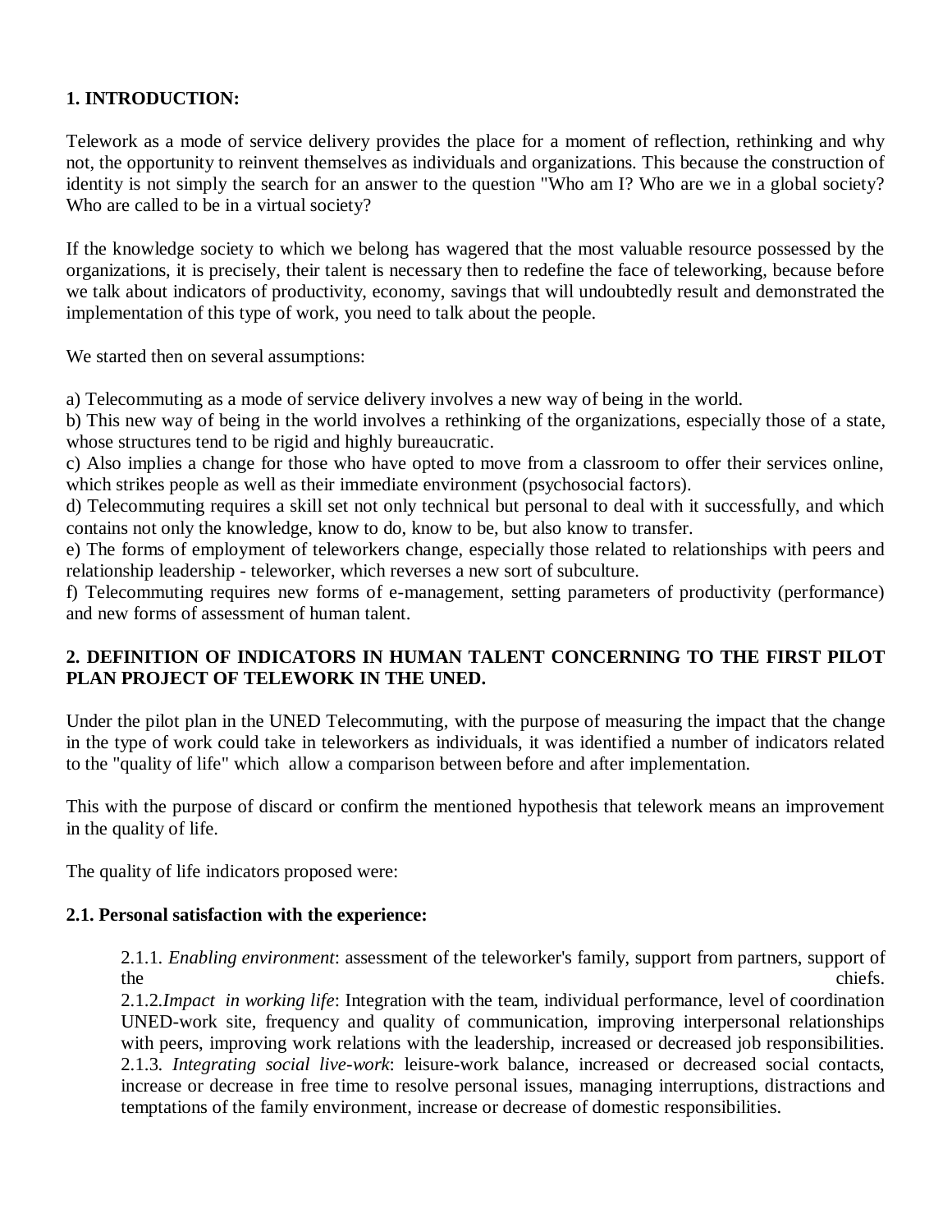## 1. INTRODUCTION:

Telework as a mode of service delivery provides the place for a moment of reflection, rethinking and why not, the opportunity to reinvent themselves as individuals and organizations. This because the construction of identity is not simply the search for an answer to the question "Who am I? Who are we in a global society? Who are called to be in a virtual society?

If the knowledge society to which we belong has wagered that the most valuable resource possessed by the organizations, it is precisely, their talent is necessary then to redefine the face of teleworking, because before we talk about indicators of productivity, economy, savings that will undoubtedly result and demonstrated the implementation of this type of work, you need to talk about the people.

We started then on several assumptions:

a) Telecommuting as a mode of service delivery involves a new way of being in the world.
b) This new way of being in the world involves a rethinking of the organizations, especially those of a state, whose structures tend to be rigid and highly bureaucratic.
c) Also implies a change for those who have opted to move from a classroom to offer their services online, which strikes people as well as their immediate environment (psychosocial factors).
d) Telecommuting requires a skill set not only technical but personal to deal with it successfully, and which contains not only the knowledge, know to do, know to be, but also know to transfer.
e) The forms of employment of teleworkers change, especially those related to relationships with peers and relationship leadership - teleworker, which reverses a new sort of subculture.
f) Telecommuting requires new forms of e-management, setting parameters of productivity (performance) and new forms of assessment of human talent.

## 2. DEFINITION OF INDICATORS IN HUMAN TALENT CONCERNING TO THE FIRST PILOT PLAN PROJECT OF TELEWORK IN THE UNED.

Under the pilot plan in the UNED Telecommuting, with the purpose of measuring the impact that the change in the type of work could take in teleworkers as individuals, it was identified a number of indicators related to the "quality of life" which allow a comparison between before and after implementation.

This with the purpose of discard or confirm the mentioned hypothesis that telework means an improvement in the quality of life.

The quality of life indicators proposed were:

### 2.1. Personal satisfaction with the experience:

2.1.1. *Enabling environment*: assessment of the teleworker's family, support from partners, support of the chiefs.
2.1.2. *Impact in working life*: Integration with the team, individual performance, level of coordination UNED-work site, frequency and quality of communication, improving interpersonal relationships with peers, improving work relations with the leadership, increased or decreased job responsibilities.
2.1.3. *Integrating social live-work*: leisure-work balance, increased or decreased social contacts, increase or decrease in free time to resolve personal issues, managing interruptions, distractions and temptations of the family environment, increase or decrease of domestic responsibilities.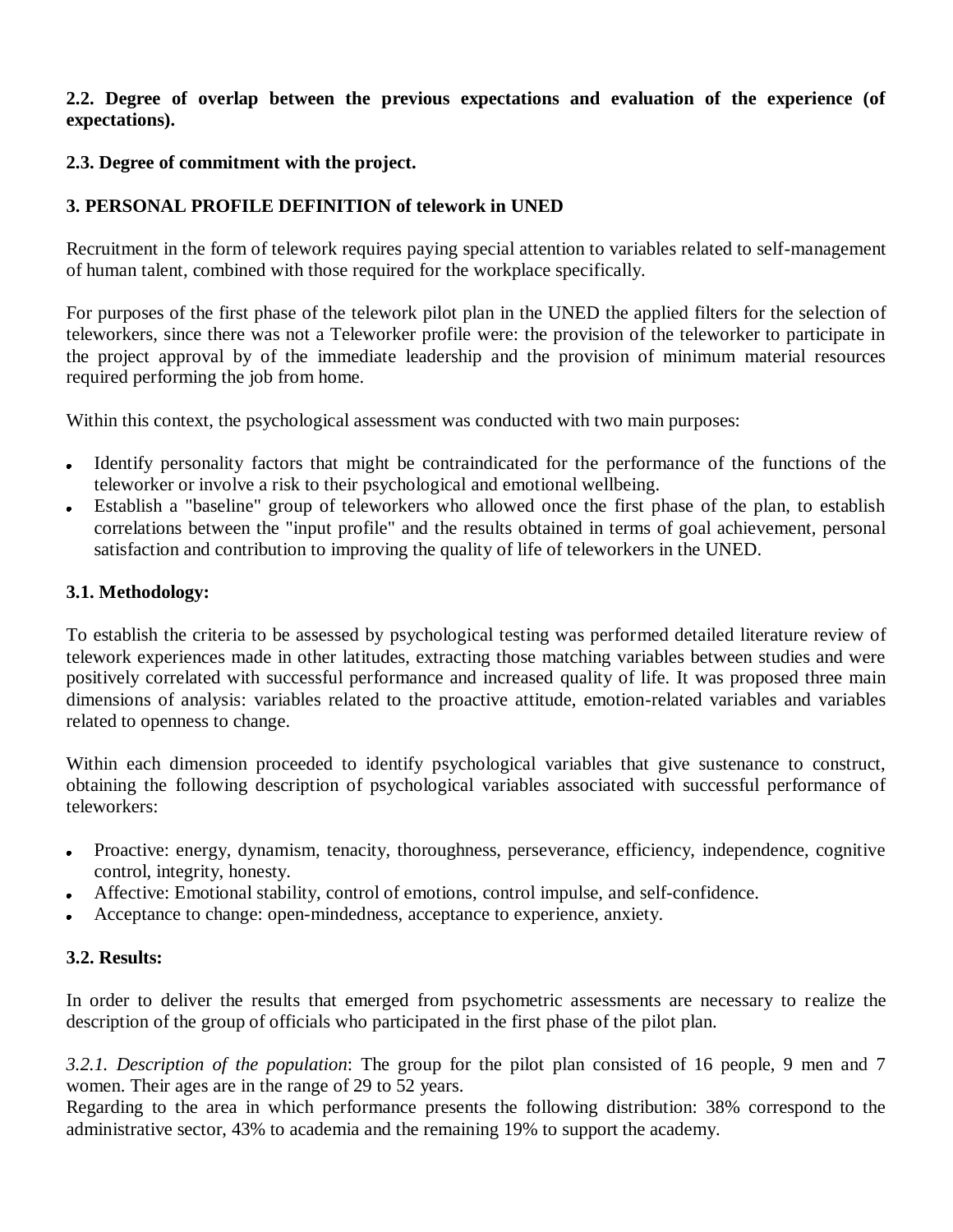**2.2. Degree of overlap between the previous expectations and evaluation of the experience (of expectations).**

**2.3. Degree of commitment with the project.**

## 3. PERSONAL PROFILE DEFINITION of telework in UNED

Recruitment in the form of telework requires paying special attention to variables related to self-management of human talent, combined with those required for the workplace specifically.

For purposes of the first phase of the telework pilot plan in the UNED the applied filters for the selection of teleworkers, since there was not a Teleworker profile were: the provision of the teleworker to participate in the project approval by of the immediate leadership and the provision of minimum material resources required performing the job from home.

Within this context, the psychological assessment was conducted with two main purposes:

- Identify personality factors that might be contraindicated for the performance of the functions of the teleworker or involve a risk to their psychological and emotional wellbeing.
- Establish a "baseline" group of teleworkers who allowed once the first phase of the plan, to establish correlations between the "input profile" and the results obtained in terms of goal achievement, personal satisfaction and contribution to improving the quality of life of teleworkers in the UNED.

### 3.1. Methodology:

To establish the criteria to be assessed by psychological testing was performed detailed literature review of telework experiences made in other latitudes, extracting those matching variables between studies and were positively correlated with successful performance and increased quality of life. It was proposed three main dimensions of analysis: variables related to the proactive attitude, emotion-related variables and variables related to openness to change.

Within each dimension proceeded to identify psychological variables that give sustenance to construct, obtaining the following description of psychological variables associated with successful performance of teleworkers:

- Proactive: energy, dynamism, tenacity, thoroughness, perseverance, efficiency, independence, cognitive control, integrity, honesty.
- Affective: Emotional stability, control of emotions, control impulse, and self-confidence.
- Acceptance to change: open-mindedness, acceptance to experience, anxiety.

### 3.2. Results:

In order to deliver the results that emerged from psychometric assessments are necessary to realize the description of the group of officials who participated in the first phase of the pilot plan.

*3.2.1. Description of the population*: The group for the pilot plan consisted of 16 people, 9 men and 7 women. Their ages are in the range of 29 to 52 years.
Regarding to the area in which performance presents the following distribution: 38% correspond to the administrative sector, 43% to academia and the remaining 19% to support the academy.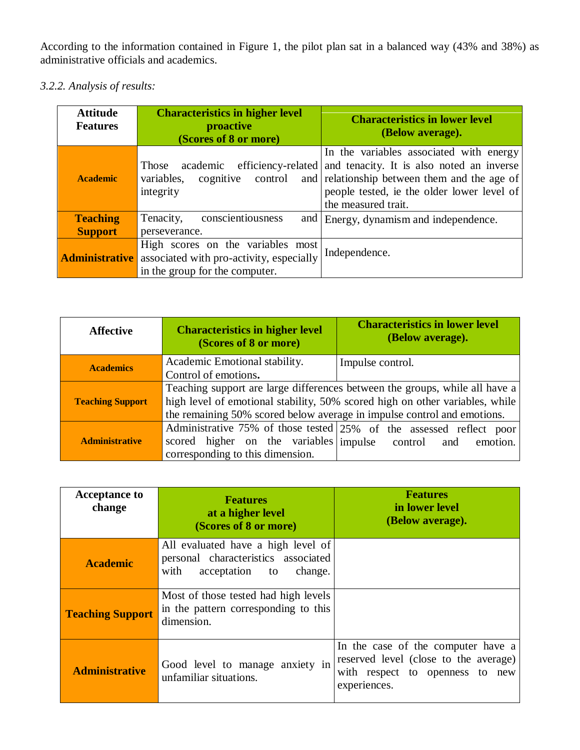According to the information contained in Figure 1, the pilot plan sat in a balanced way (43% and 38%) as administrative officials and academics.

*3.2.2. Analysis of results:*

| Attitude Features | Characteristics in higher level proactive (Scores of 8 or more) | Characteristics in lower level (Below average). |
|---|---|---|
| **Academic** | Those academic efficiency-related variables, cognitive control and integrity | In the variables associated with energy and tenacity. It is also noted an inverse relationship between them and the age of people tested, ie the older lower level of the measured trait. |
| **Teaching Support** | Tenacity, conscientiousness and perseverance. | Energy, dynamism and independence. |
| **Administrative** | High scores on the variables most associated with pro-activity, especially in the group for the computer. | Independence. |

| Affective | Characteristics in higher level (Scores of 8 or more) | Characteristics in lower level (Below average). |
|---|---|---|
| **Academics** | Academic Emotional stability. Control of emotions**.** | Impulse control. |
| **Teaching Support** | Teaching support are large differences between the groups, while all have a high level of emotional stability, 50% scored high on other variables, while the remaining 50% scored below average in impulse control and emotions. | |
| **Administrative** | Administrative 75% of those tested scored higher on the variables corresponding to this dimension. | 25% of the assessed reflect poor impulse control and emotion. |

| Acceptance to change | Features at a higher level (Scores of 8 or more) | Features in lower level (Below average). |
|---|---|---|
| **Academic** | All evaluated have a high level of personal characteristics associated with acceptation to change. | |
| **Teaching Support** | Most of those tested had high levels in the pattern corresponding to this dimension. | |
| **Administrative** | Good level to manage anxiety in unfamiliar situations. | In the case of the computer have a reserved level (close to the average) with respect to openness to new experiences. |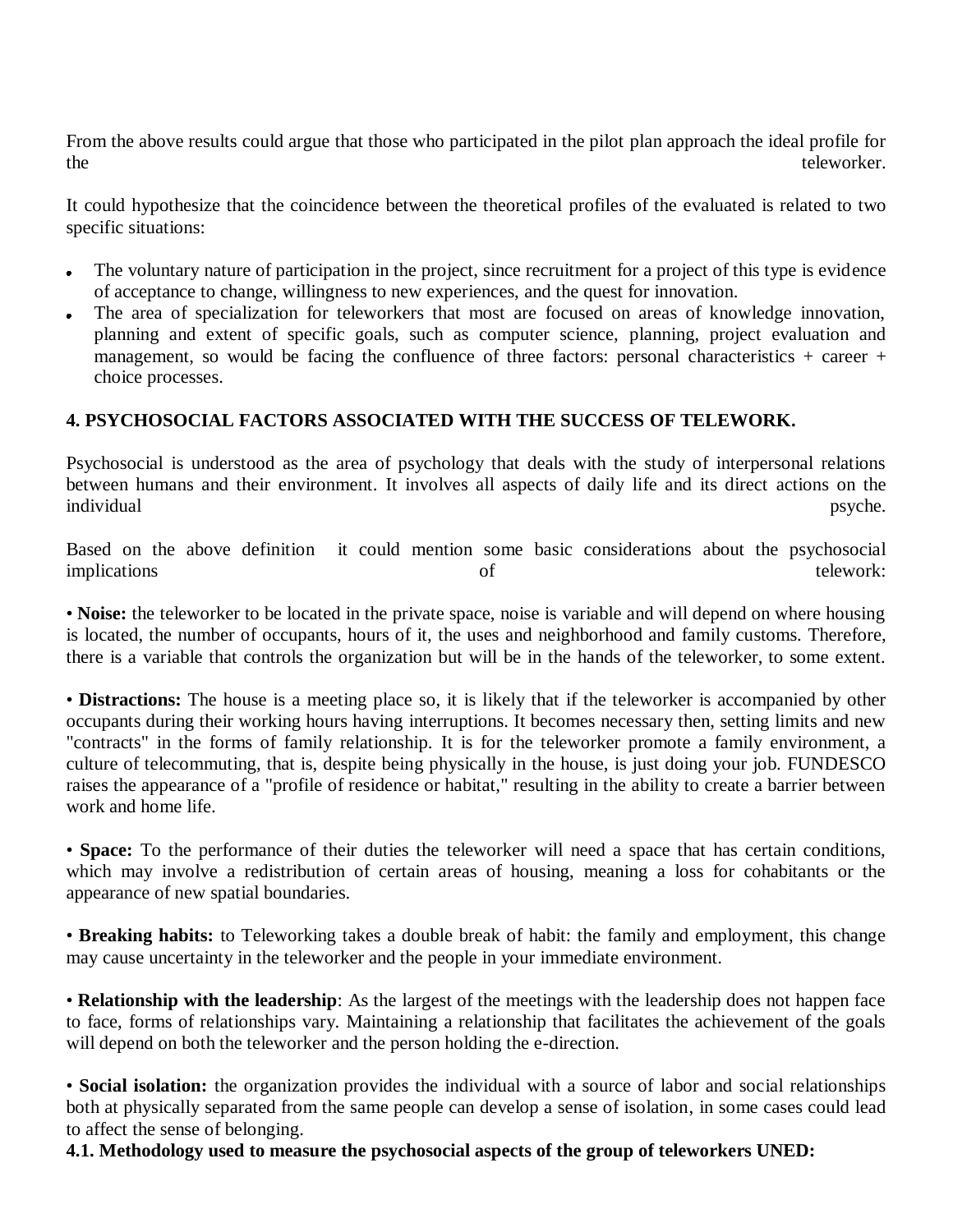From the above results could argue that those who participated in the pilot plan approach the ideal profile for the teleworker.

It could hypothesize that the coincidence between the theoretical profiles of the evaluated is related to two specific situations:

- The voluntary nature of participation in the project, since recruitment for a project of this type is evidence of acceptance to change, willingness to new experiences, and the quest for innovation.
- The area of specialization for teleworkers that most are focused on areas of knowledge innovation, planning and extent of specific goals, such as computer science, planning, project evaluation and management, so would be facing the confluence of three factors: personal characteristics + career + choice processes.

## 4. PSYCHOSOCIAL FACTORS ASSOCIATED WITH THE SUCCESS OF TELEWORK.

Psychosocial is understood as the area of psychology that deals with the study of interpersonal relations between humans and their environment. It involves all aspects of daily life and its direct actions on the individual psyche.

Based on the above definition it could mention some basic considerations about the psychosocial implications of telework:

• **Noise:** the teleworker to be located in the private space, noise is variable and will depend on where housing is located, the number of occupants, hours of it, the uses and neighborhood and family customs. Therefore, there is a variable that controls the organization but will be in the hands of the teleworker, to some extent.

• **Distractions:** The house is a meeting place so, it is likely that if the teleworker is accompanied by other occupants during their working hours having interruptions. It becomes necessary then, setting limits and new "contracts" in the forms of family relationship. It is for the teleworker promote a family environment, a culture of telecommuting, that is, despite being physically in the house, is just doing your job. FUNDESCO raises the appearance of a "profile of residence or habitat," resulting in the ability to create a barrier between work and home life.

• **Space:** To the performance of their duties the teleworker will need a space that has certain conditions, which may involve a redistribution of certain areas of housing, meaning a loss for cohabitants or the appearance of new spatial boundaries.

• **Breaking habits:** to Teleworking takes a double break of habit: the family and employment, this change may cause uncertainty in the teleworker and the people in your immediate environment.

• **Relationship with the leadership**: As the largest of the meetings with the leadership does not happen face to face, forms of relationships vary. Maintaining a relationship that facilitates the achievement of the goals will depend on both the teleworker and the person holding the e-direction.

• **Social isolation:** the organization provides the individual with a source of labor and social relationships both at physically separated from the same people can develop a sense of isolation, in some cases could lead to affect the sense of belonging.

### 4.1. Methodology used to measure the psychosocial aspects of the group of teleworkers UNED: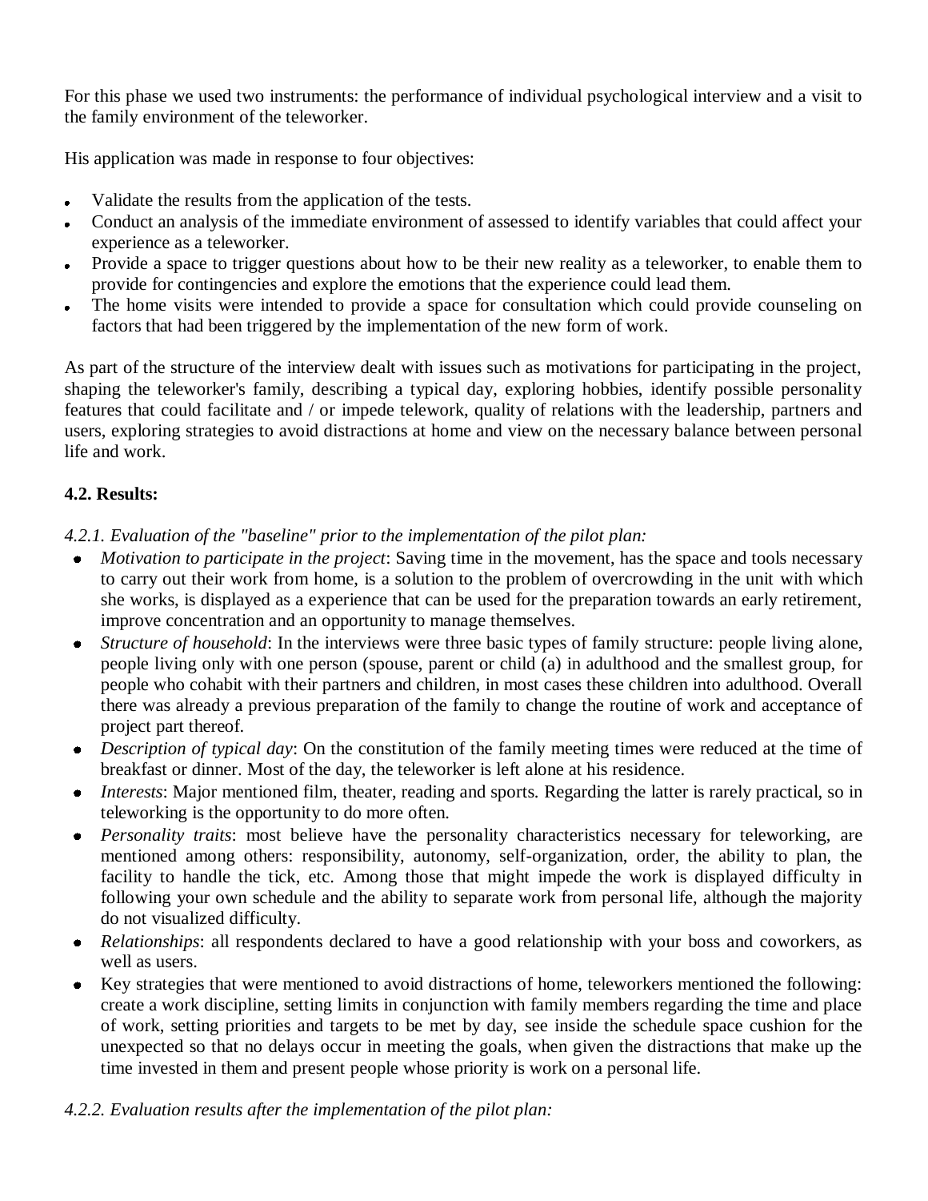For this phase we used two instruments: the performance of individual psychological interview and a visit to the family environment of the teleworker.

His application was made in response to four objectives:

- Validate the results from the application of the tests.
- Conduct an analysis of the immediate environment of assessed to identify variables that could affect your experience as a teleworker.
- Provide a space to trigger questions about how to be their new reality as a teleworker, to enable them to provide for contingencies and explore the emotions that the experience could lead them.
- The home visits were intended to provide a space for consultation which could provide counseling on factors that had been triggered by the implementation of the new form of work.

As part of the structure of the interview dealt with issues such as motivations for participating in the project, shaping the teleworker's family, describing a typical day, exploring hobbies, identify possible personality features that could facilitate and / or impede telework, quality of relations with the leadership, partners and users, exploring strategies to avoid distractions at home and view on the necessary balance between personal life and work.

**4.2. Results:**

*4.2.1. Evaluation of the "baseline" prior to the implementation of the pilot plan:*

- *Motivation to participate in the project*: Saving time in the movement, has the space and tools necessary to carry out their work from home, is a solution to the problem of overcrowding in the unit with which she works, is displayed as a experience that can be used for the preparation towards an early retirement, improve concentration and an opportunity to manage themselves.
- *Structure of household*: In the interviews were three basic types of family structure: people living alone, people living only with one person (spouse, parent or child (a) in adulthood and the smallest group, for people who cohabit with their partners and children, in most cases these children into adulthood. Overall there was already a previous preparation of the family to change the routine of work and acceptance of project part thereof.
- *Description of typical day*: On the constitution of the family meeting times were reduced at the time of breakfast or dinner. Most of the day, the teleworker is left alone at his residence.
- *Interests*: Major mentioned film, theater, reading and sports. Regarding the latter is rarely practical, so in teleworking is the opportunity to do more often.
- *Personality traits*: most believe have the personality characteristics necessary for teleworking, are mentioned among others: responsibility, autonomy, self-organization, order, the ability to plan, the facility to handle the tick, etc. Among those that might impede the work is displayed difficulty in following your own schedule and the ability to separate work from personal life, although the majority do not visualized difficulty.
- *Relationships*: all respondents declared to have a good relationship with your boss and coworkers, as well as users.
- Key strategies that were mentioned to avoid distractions of home, teleworkers mentioned the following: create a work discipline, setting limits in conjunction with family members regarding the time and place of work, setting priorities and targets to be met by day, see inside the schedule space cushion for the unexpected so that no delays occur in meeting the goals, when given the distractions that make up the time invested in them and present people whose priority is work on a personal life.

*4.2.2. Evaluation results after the implementation of the pilot plan:*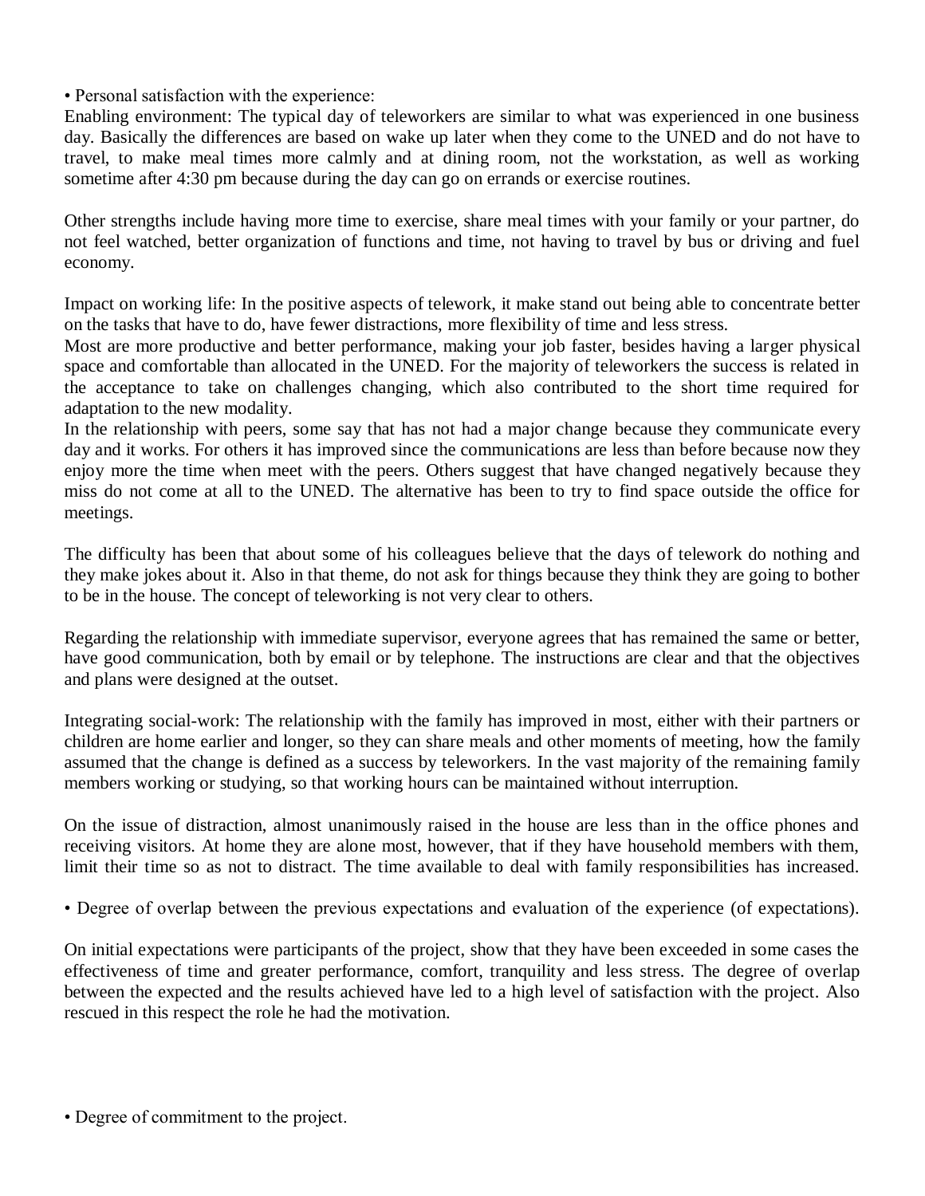• Personal satisfaction with the experience:

Enabling environment: The typical day of teleworkers are similar to what was experienced in one business day. Basically the differences are based on wake up later when they come to the UNED and do not have to travel, to make meal times more calmly and at dining room, not the workstation, as well as working sometime after 4:30 pm because during the day can go on errands or exercise routines.

Other strengths include having more time to exercise, share meal times with your family or your partner, do not feel watched, better organization of functions and time, not having to travel by bus or driving and fuel economy.

Impact on working life: In the positive aspects of telework, it make stand out being able to concentrate better on the tasks that have to do, have fewer distractions, more flexibility of time and less stress.

Most are more productive and better performance, making your job faster, besides having a larger physical space and comfortable than allocated in the UNED. For the majority of teleworkers the success is related in the acceptance to take on challenges changing, which also contributed to the short time required for adaptation to the new modality.

In the relationship with peers, some say that has not had a major change because they communicate every day and it works. For others it has improved since the communications are less than before because now they enjoy more the time when meet with the peers. Others suggest that have changed negatively because they miss do not come at all to the UNED. The alternative has been to try to find space outside the office for meetings.

The difficulty has been that about some of his colleagues believe that the days of telework do nothing and they make jokes about it. Also in that theme, do not ask for things because they think they are going to bother to be in the house. The concept of teleworking is not very clear to others.

Regarding the relationship with immediate supervisor, everyone agrees that has remained the same or better, have good communication, both by email or by telephone. The instructions are clear and that the objectives and plans were designed at the outset.

Integrating social-work: The relationship with the family has improved in most, either with their partners or children are home earlier and longer, so they can share meals and other moments of meeting, how the family assumed that the change is defined as a success by teleworkers. In the vast majority of the remaining family members working or studying, so that working hours can be maintained without interruption.

On the issue of distraction, almost unanimously raised in the house are less than in the office phones and receiving visitors. At home they are alone most, however, that if they have household members with them, limit their time so as not to distract. The time available to deal with family responsibilities has increased.

• Degree of overlap between the previous expectations and evaluation of the experience (of expectations).

On initial expectations were participants of the project, show that they have been exceeded in some cases the effectiveness of time and greater performance, comfort, tranquility and less stress. The degree of overlap between the expected and the results achieved have led to a high level of satisfaction with the project. Also rescued in this respect the role he had the motivation.

• Degree of commitment to the project.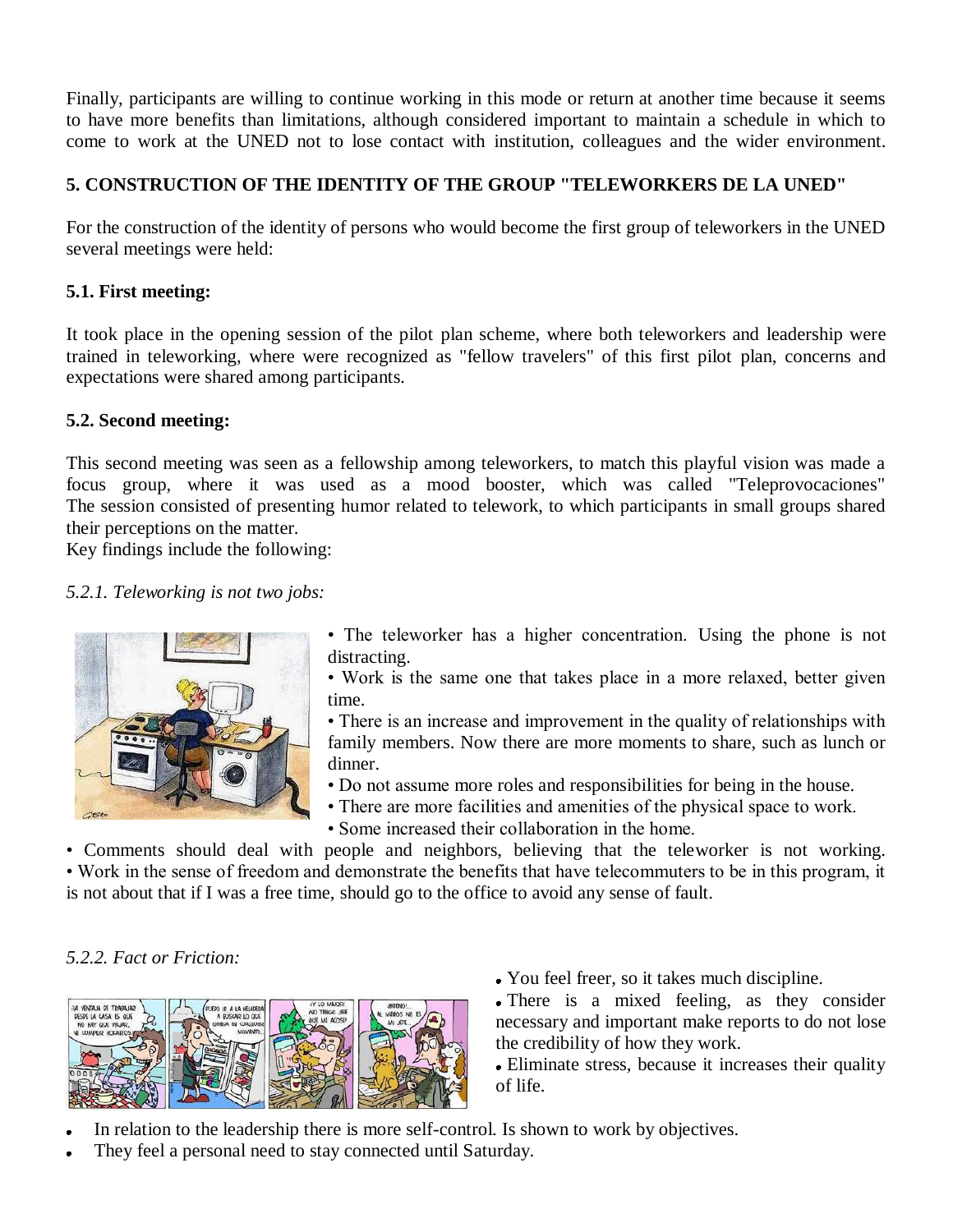Finally, participants are willing to continue working in this mode or return at another time because it seems to have more benefits than limitations, although considered important to maintain a schedule in which to come to work at the UNED not to lose contact with institution, colleagues and the wider environment.

## 5. CONSTRUCTION OF THE IDENTITY OF THE GROUP "TELEWORKERS DE LA UNED"

For the construction of the identity of persons who would become the first group of teleworkers in the UNED several meetings were held:

### 5.1. First meeting:

It took place in the opening session of the pilot plan scheme, where both teleworkers and leadership were trained in teleworking, where were recognized as "fellow travelers" of this first pilot plan, concerns and expectations were shared among participants.

### 5.2. Second meeting:

This second meeting was seen as a fellowship among teleworkers, to match this playful vision was made a focus group, where it was used as a mood booster, which was called "Teleprovocaciones" The session consisted of presenting humor related to telework, to which participants in small groups shared their perceptions on the matter.

Key findings include the following:

*5.2.1. Teleworking is not two jobs:*

- The teleworker has a higher concentration. Using the phone is not distracting.
- Work is the same one that takes place in a more relaxed, better given time.
- There is an increase and improvement in the quality of relationships with family members. Now there are more moments to share, such as lunch or dinner.
- Do not assume more roles and responsibilities for being in the house.
- There are more facilities and amenities of the physical space to work.
- Some increased their collaboration in the home.
- Comments should deal with people and neighbors, believing that the teleworker is not working.
- Work in the sense of freedom and demonstrate the benefits that have telecommuters to be in this program, it is not about that if I was a free time, should go to the office to avoid any sense of fault.

*5.2.2. Fact or Friction:*

- You feel freer, so it takes much discipline.
- There is a mixed feeling, as they consider necessary and important make reports to do not lose the credibility of how they work.
- Eliminate stress, because it increases their quality of life.
- In relation to the leadership there is more self-control. Is shown to work by objectives.
- They feel a personal need to stay connected until Saturday.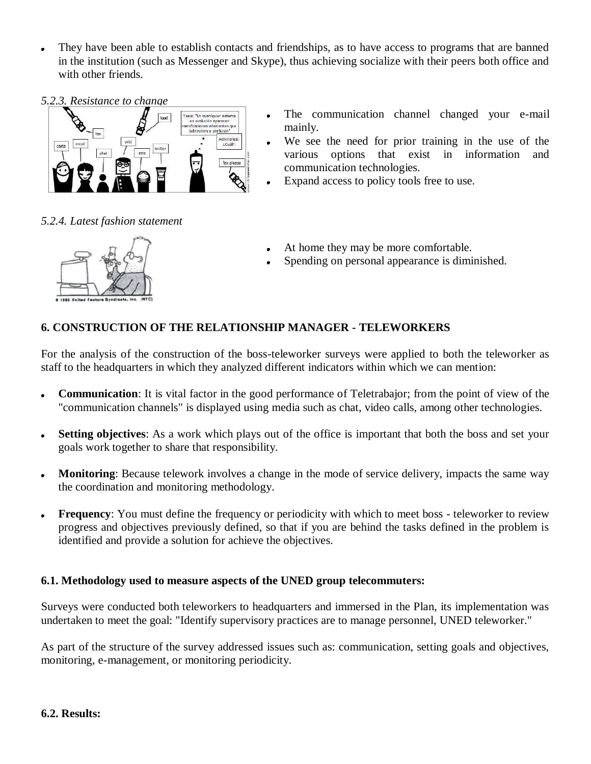- They have been able to establish contacts and friendships, as to have access to programs that are banned in the institution (such as Messenger and Skype), thus achieving socialize with their peers both office and with other friends.

*5.2.3. Resistance to change*

- The communication channel changed your e-mail mainly.
- We see the need for prior training in the use of the various options that exist in information and communication technologies.
- Expand access to policy tools free to use.

*5.2.4. Latest fashion statement*

- At home they may be more comfortable.
- Spending on personal appearance is diminished.

### 6. CONSTRUCTION OF THE RELATIONSHIP MANAGER - TELEWORKERS

For the analysis of the construction of the boss-teleworker surveys were applied to both the teleworker as staff to the headquarters in which they analyzed different indicators within which we can mention:

- **Communication**: It is vital factor in the good performance of Teletrabajor; from the point of view of the "communication channels" is displayed using media such as chat, video calls, among other technologies.

- **Setting objectives**: As a work which plays out of the office is important that both the boss and set your goals work together to share that responsibility.

- **Monitoring**: Because telework involves a change in the mode of service delivery, impacts the same way the coordination and monitoring methodology.

- **Frequency**: You must define the frequency or periodicity with which to meet boss - teleworker to review progress and objectives previously defined, so that if you are behind the tasks defined in the problem is identified and provide a solution for achieve the objectives.

#### 6.1. Methodology used to measure aspects of the UNED group telecommuters:

Surveys were conducted both teleworkers to headquarters and immersed in the Plan, its implementation was undertaken to meet the goal: "Identify supervisory practices are to manage personnel, UNED teleworker."

As part of the structure of the survey addressed issues such as: communication, setting goals and objectives, monitoring, e-management, or monitoring periodicity.

#### 6.2. Results: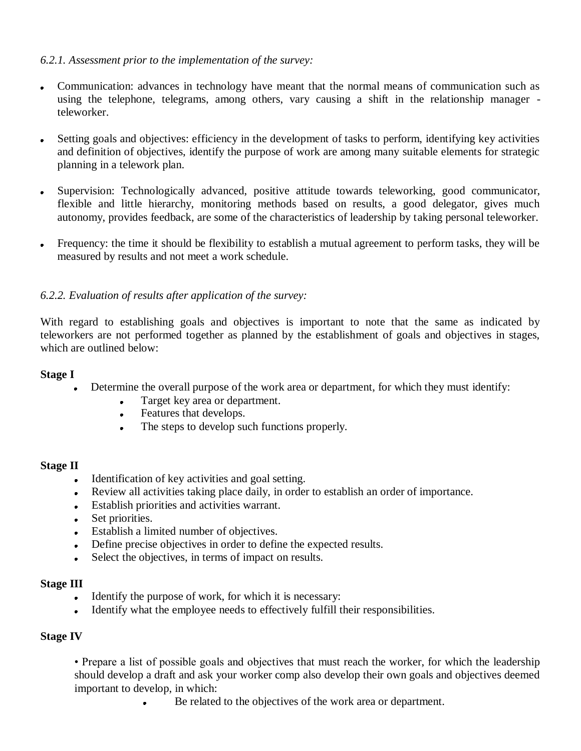*6.2.1. Assessment prior to the implementation of the survey:*

- Communication: advances in technology have meant that the normal means of communication such as using the telephone, telegrams, among others, vary causing a shift in the relationship manager - teleworker.

- Setting goals and objectives: efficiency in the development of tasks to perform, identifying key activities and definition of objectives, identify the purpose of work are among many suitable elements for strategic planning in a telework plan.

- Supervision: Technologically advanced, positive attitude towards teleworking, good communicator, flexible and little hierarchy, monitoring methods based on results, a good delegator, gives much autonomy, provides feedback, are some of the characteristics of leadership by taking personal teleworker.

- Frequency: the time it should be flexibility to establish a mutual agreement to perform tasks, they will be measured by results and not meet a work schedule.

*6.2.2. Evaluation of results after application of the survey:*

With regard to establishing goals and objectives is important to note that the same as indicated by teleworkers are not performed together as planned by the establishment of goals and objectives in stages, which are outlined below:

**Stage I**

- Determine the overall purpose of the work area or department, for which they must identify:
    - Target key area or department.
    - Features that develops.
    - The steps to develop such functions properly.

**Stage II**

- Identification of key activities and goal setting.
- Review all activities taking place daily, in order to establish an order of importance.
- Establish priorities and activities warrant.
- Set priorities.
- Establish a limited number of objectives.
- Define precise objectives in order to define the expected results.
- Select the objectives, in terms of impact on results.

**Stage III**

- Identify the purpose of work, for which it is necessary:
- Identify what the employee needs to effectively fulfill their responsibilities.

**Stage IV**

• Prepare a list of possible goals and objectives that must reach the worker, for which the leadership should develop a draft and ask your worker comp also develop their own goals and objectives deemed important to develop, in which:

- Be related to the objectives of the work area or department.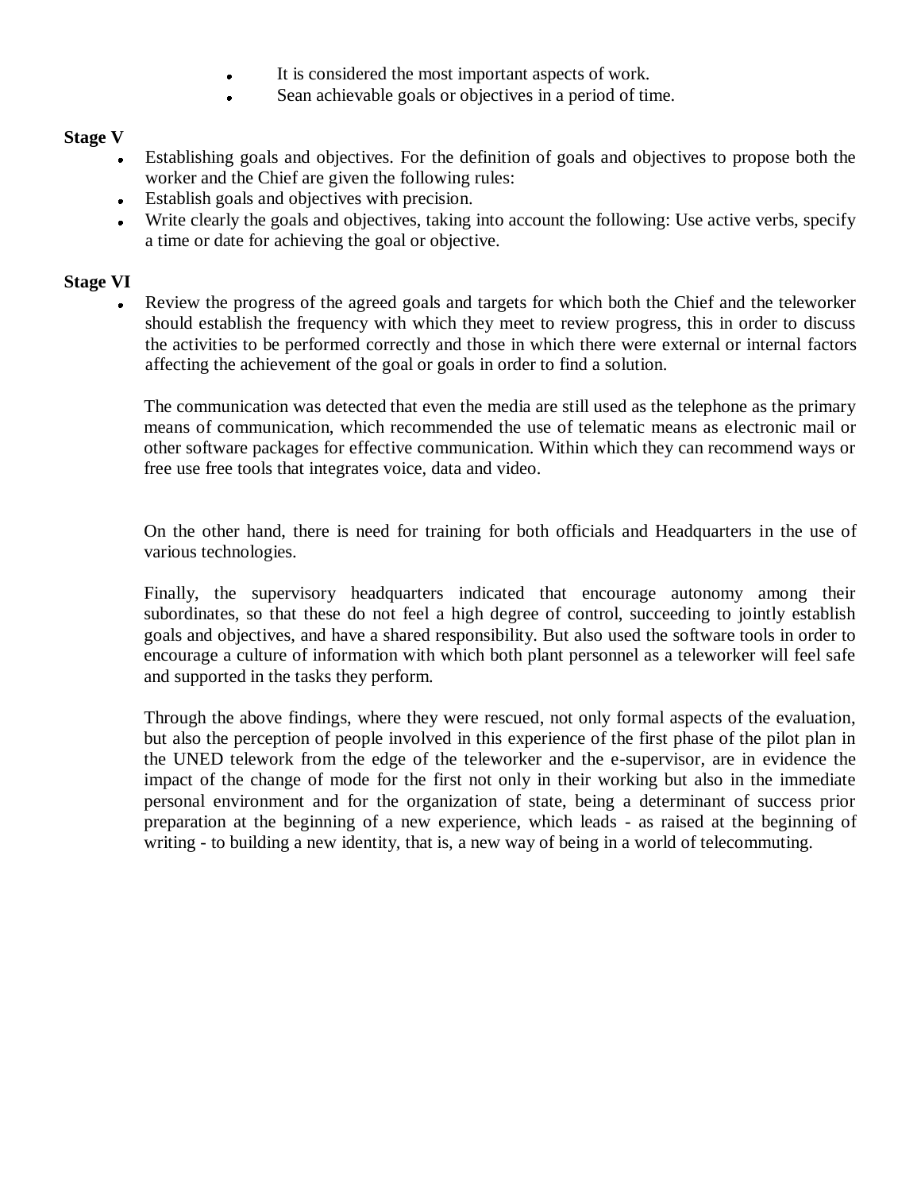- It is considered the most important aspects of work.
- Sean achievable goals or objectives in a period of time.

**Stage V**

- Establishing goals and objectives. For the definition of goals and objectives to propose both the worker and the Chief are given the following rules:
- Establish goals and objectives with precision.
- Write clearly the goals and objectives, taking into account the following: Use active verbs, specify a time or date for achieving the goal or objective.

**Stage VI**

- Review the progress of the agreed goals and targets for which both the Chief and the teleworker should establish the frequency with which they meet to review progress, this in order to discuss the activities to be performed correctly and those in which there were external or internal factors affecting the achievement of the goal or goals in order to find a solution.

The communication was detected that even the media are still used as the telephone as the primary means of communication, which recommended the use of telematic means as electronic mail or other software packages for effective communication. Within which they can recommend ways or free use free tools that integrates voice, data and video.

On the other hand, there is need for training for both officials and Headquarters in the use of various technologies.

Finally, the supervisory headquarters indicated that encourage autonomy among their subordinates, so that these do not feel a high degree of control, succeeding to jointly establish goals and objectives, and have a shared responsibility. But also used the software tools in order to encourage a culture of information with which both plant personnel as a teleworker will feel safe and supported in the tasks they perform.

Through the above findings, where they were rescued, not only formal aspects of the evaluation, but also the perception of people involved in this experience of the first phase of the pilot plan in the UNED telework from the edge of the teleworker and the e-supervisor, are in evidence the impact of the change of mode for the first not only in their working but also in the immediate personal environment and for the organization of state, being a determinant of success prior preparation at the beginning of a new experience, which leads - as raised at the beginning of writing - to building a new identity, that is, a new way of being in a world of telecommuting.